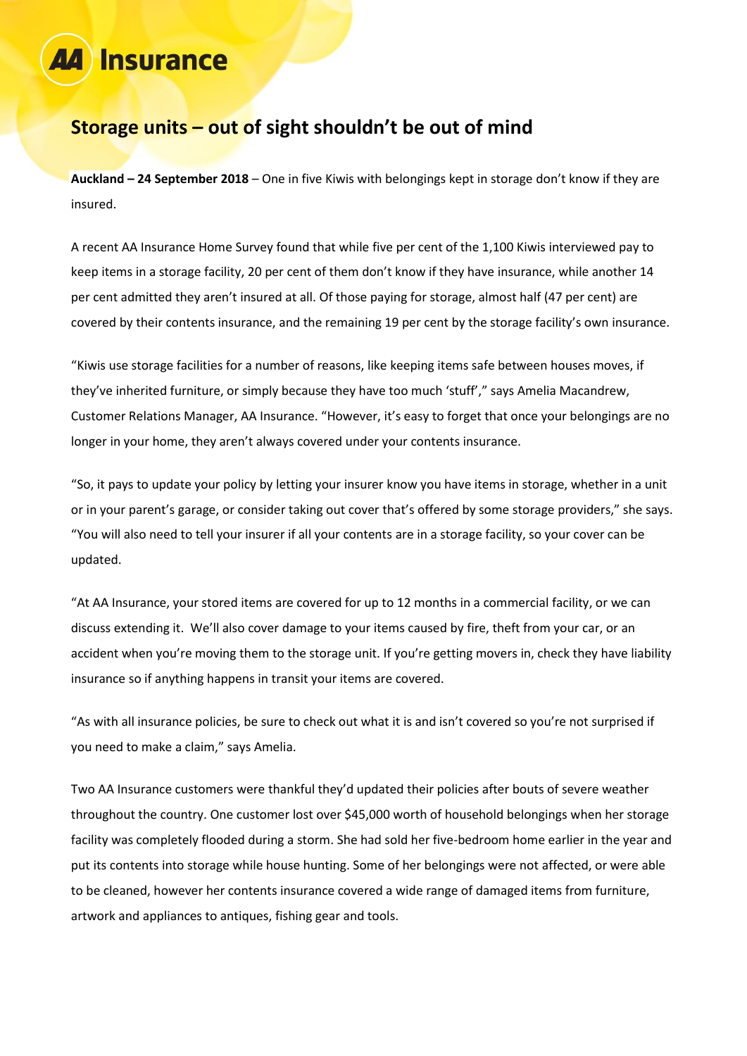AA Insurance

# Storage units – out of sight shouldn't be out of mind

**Auckland – 24 September 2018** – One in five Kiwis with belongings kept in storage don't know if they are insured.

A recent AA Insurance Home Survey found that while five per cent of the 1,100 Kiwis interviewed pay to keep items in a storage facility, 20 per cent of them don't know if they have insurance, while another 14 per cent admitted they aren't insured at all. Of those paying for storage, almost half (47 per cent) are covered by their contents insurance, and the remaining 19 per cent by the storage facility's own insurance.

"Kiwis use storage facilities for a number of reasons, like keeping items safe between houses moves, if they've inherited furniture, or simply because they have too much 'stuff'," says Amelia Macandrew, Customer Relations Manager, AA Insurance. "However, it's easy to forget that once your belongings are no longer in your home, they aren't always covered under your contents insurance.

"So, it pays to update your policy by letting your insurer know you have items in storage, whether in a unit or in your parent's garage, or consider taking out cover that's offered by some storage providers," she says. "You will also need to tell your insurer if all your contents are in a storage facility, so your cover can be updated.

"At AA Insurance, your stored items are covered for up to 12 months in a commercial facility, or we can discuss extending it. We'll also cover damage to your items caused by fire, theft from your car, or an accident when you're moving them to the storage unit. If you're getting movers in, check they have liability insurance so if anything happens in transit your items are covered.

"As with all insurance policies, be sure to check out what it is and isn't covered so you're not surprised if you need to make a claim," says Amelia.

Two AA Insurance customers were thankful they'd updated their policies after bouts of severe weather throughout the country. One customer lost over $45,000 worth of household belongings when her storage facility was completely flooded during a storm. She had sold her five-bedroom home earlier in the year and put its contents into storage while house hunting. Some of her belongings were not affected, or were able to be cleaned, however her contents insurance covered a wide range of damaged items from furniture, artwork and appliances to antiques, fishing gear and tools.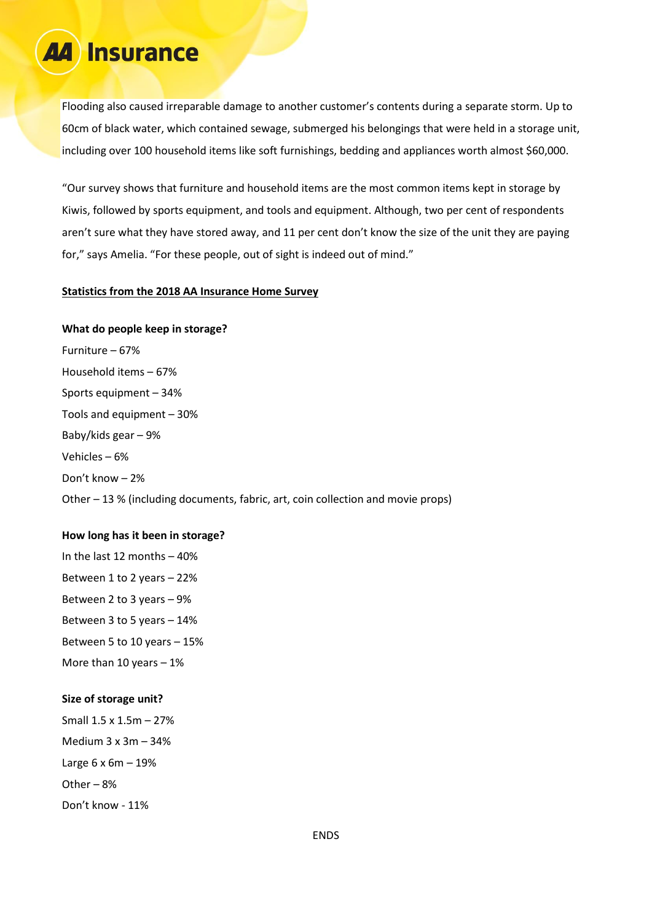Flooding also caused irreparable damage to another customer's contents during a separate storm. Up to 60cm of black water, which contained sewage, submerged his belongings that were held in a storage unit, including over 100 household items like soft furnishings, bedding and appliances worth almost $60,000.

"Our survey shows that furniture and household items are the most common items kept in storage by Kiwis, followed by sports equipment, and tools and equipment. Although, two per cent of respondents aren't sure what they have stored away, and 11 per cent don't know the size of the unit they are paying for," says Amelia. "For these people, out of sight is indeed out of mind."

**Statistics from the 2018 AA Insurance Home Survey**

**What do people keep in storage?**

Furniture – 67%

Household items – 67%

Sports equipment – 34%

Tools and equipment – 30%

Baby/kids gear – 9%

Vehicles – 6%

Don't know – 2%

Other – 13 % (including documents, fabric, art, coin collection and movie props)

**How long has it been in storage?**

In the last 12 months – 40%

Between 1 to 2 years – 22%

Between 2 to 3 years – 9%

Between 3 to 5 years – 14%

Between 5 to 10 years – 15%

More than 10 years – 1%

**Size of storage unit?**

Small 1.5 x 1.5m – 27%

Medium 3 x 3m – 34%

Large 6 x 6m – 19%

Other – 8%

Don't know - 11%

ENDS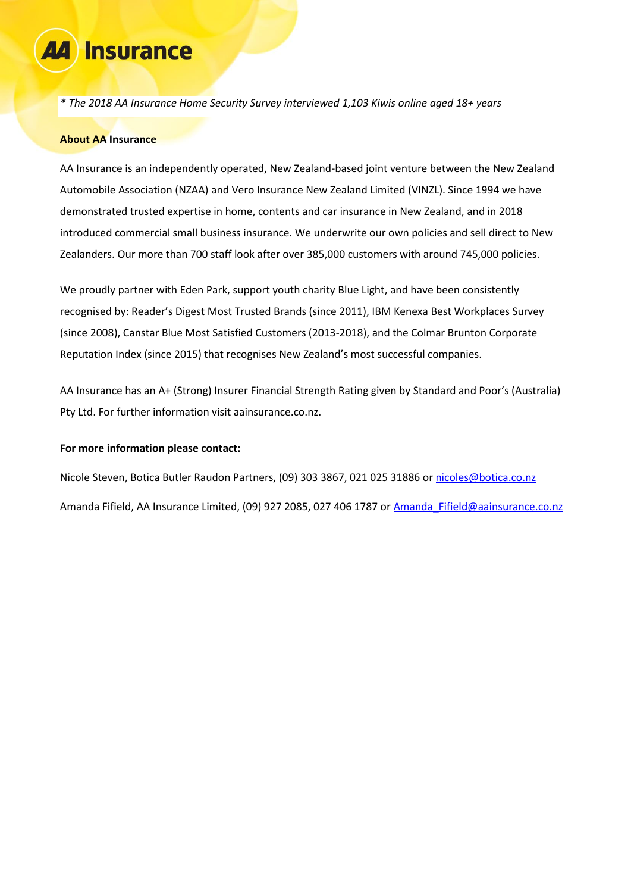*\* The 2018 AA Insurance Home Security Survey interviewed 1,103 Kiwis online aged 18+ years*

**About AA Insurance**

AA Insurance is an independently operated, New Zealand-based joint venture between the New Zealand Automobile Association (NZAA) and Vero Insurance New Zealand Limited (VINZL). Since 1994 we have demonstrated trusted expertise in home, contents and car insurance in New Zealand, and in 2018 introduced commercial small business insurance. We underwrite our own policies and sell direct to New Zealanders. Our more than 700 staff look after over 385,000 customers with around 745,000 policies.

We proudly partner with Eden Park, support youth charity Blue Light, and have been consistently recognised by: Reader's Digest Most Trusted Brands (since 2011), IBM Kenexa Best Workplaces Survey (since 2008), Canstar Blue Most Satisfied Customers (2013-2018), and the Colmar Brunton Corporate Reputation Index (since 2015) that recognises New Zealand's most successful companies.

AA Insurance has an A+ (Strong) Insurer Financial Strength Rating given by Standard and Poor's (Australia) Pty Ltd. For further information visit aainsurance.co.nz.

**For more information please contact:**

Nicole Steven, Botica Butler Raudon Partners, (09) 303 3867, 021 025 31886 or nicoles@botica.co.nz

Amanda Fifield, AA Insurance Limited, (09) 927 2085, 027 406 1787 or Amanda_Fifield@aainsurance.co.nz